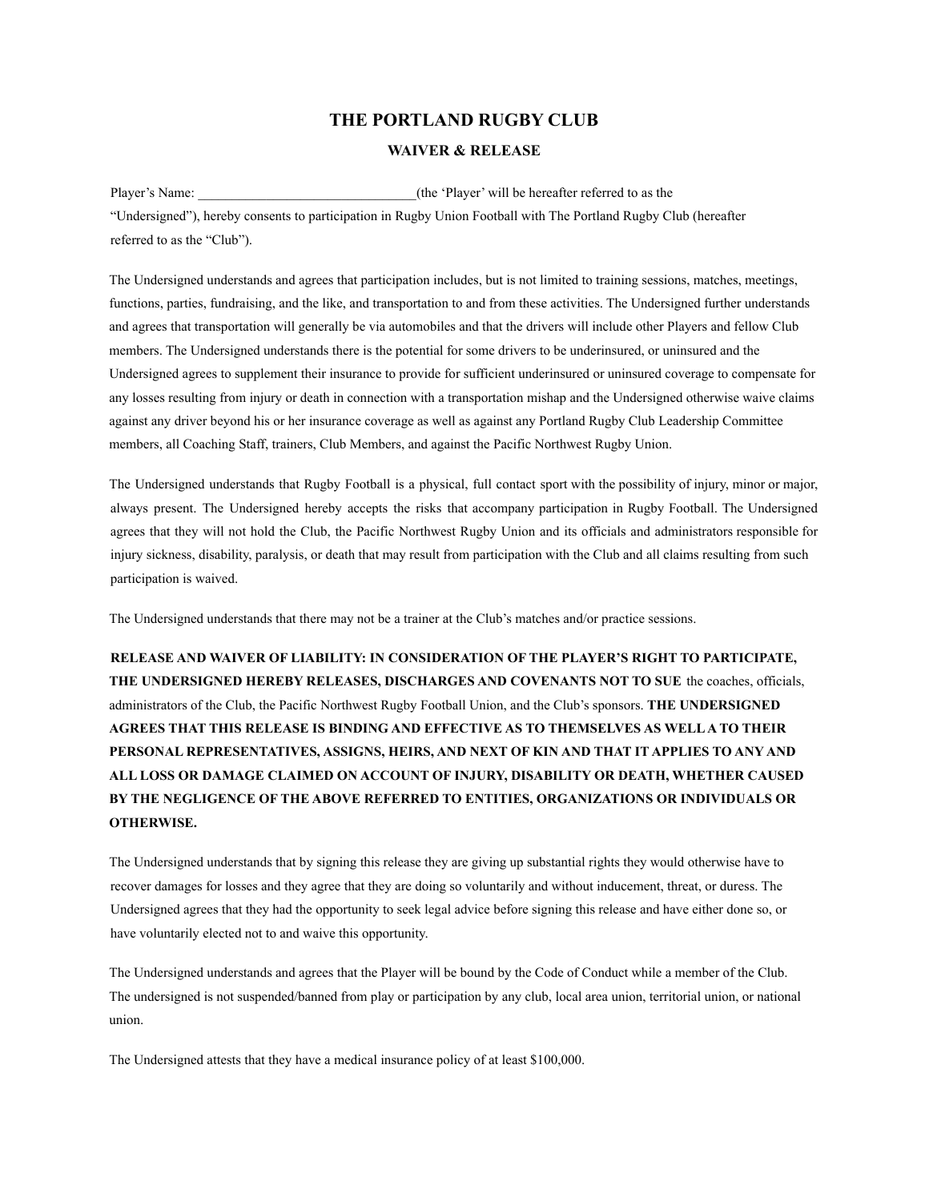# THE PORTLAND RUGBY CLUB

## WAIVER & RELEASE

Player's Name: _______________________________(the 'Player' will be hereafter referred to as the "Undersigned"), hereby consents to participation in Rugby Union Football with The Portland Rugby Club (hereafter referred to as the "Club").

The Undersigned understands and agrees that participation includes, but is not limited to training sessions, matches, meetings, functions, parties, fundraising, and the like, and transportation to and from these activities. The Undersigned further understands and agrees that transportation will generally be via automobiles and that the drivers will include other Players and fellow Club members. The Undersigned understands there is the potential for some drivers to be underinsured, or uninsured and the Undersigned agrees to supplement their insurance to provide for sufficient underinsured or uninsured coverage to compensate for any losses resulting from injury or death in connection with a transportation mishap and the Undersigned otherwise waive claims against any driver beyond his or her insurance coverage as well as against any Portland Rugby Club Leadership Committee members, all Coaching Staff, trainers, Club Members, and against the Pacific Northwest Rugby Union.

The Undersigned understands that Rugby Football is a physical, full contact sport with the possibility of injury, minor or major, always present. The Undersigned hereby accepts the risks that accompany participation in Rugby Football. The Undersigned agrees that they will not hold the Club, the Pacific Northwest Rugby Union and its officials and administrators responsible for injury sickness, disability, paralysis, or death that may result from participation with the Club and all claims resulting from such participation is waived.

The Undersigned understands that there may not be a trainer at the Club's matches and/or practice sessions.

**RELEASE AND WAIVER OF LIABILITY: IN CONSIDERATION OF THE PLAYER'S RIGHT TO PARTICIPATE, THE UNDERSIGNED HEREBY RELEASES, DISCHARGES AND COVENANTS NOT TO SUE** the coaches, officials, administrators of the Club, the Pacific Northwest Rugby Football Union, and the Club's sponsors. **THE UNDERSIGNED AGREES THAT THIS RELEASE IS BINDING AND EFFECTIVE AS TO THEMSELVES AS WELL A TO THEIR PERSONAL REPRESENTATIVES, ASSIGNS, HEIRS, AND NEXT OF KIN AND THAT IT APPLIES TO ANY AND ALL LOSS OR DAMAGE CLAIMED ON ACCOUNT OF INJURY, DISABILITY OR DEATH, WHETHER CAUSED BY THE NEGLIGENCE OF THE ABOVE REFERRED TO ENTITIES, ORGANIZATIONS OR INDIVIDUALS OR OTHERWISE.**

The Undersigned understands that by signing this release they are giving up substantial rights they would otherwise have to recover damages for losses and they agree that they are doing so voluntarily and without inducement, threat, or duress. The Undersigned agrees that they had the opportunity to seek legal advice before signing this release and have either done so, or have voluntarily elected not to and waive this opportunity.

The Undersigned understands and agrees that the Player will be bound by the Code of Conduct while a member of the Club. The undersigned is not suspended/banned from play or participation by any club, local area union, territorial union, or national union.

The Undersigned attests that they have a medical insurance policy of at least $100,000.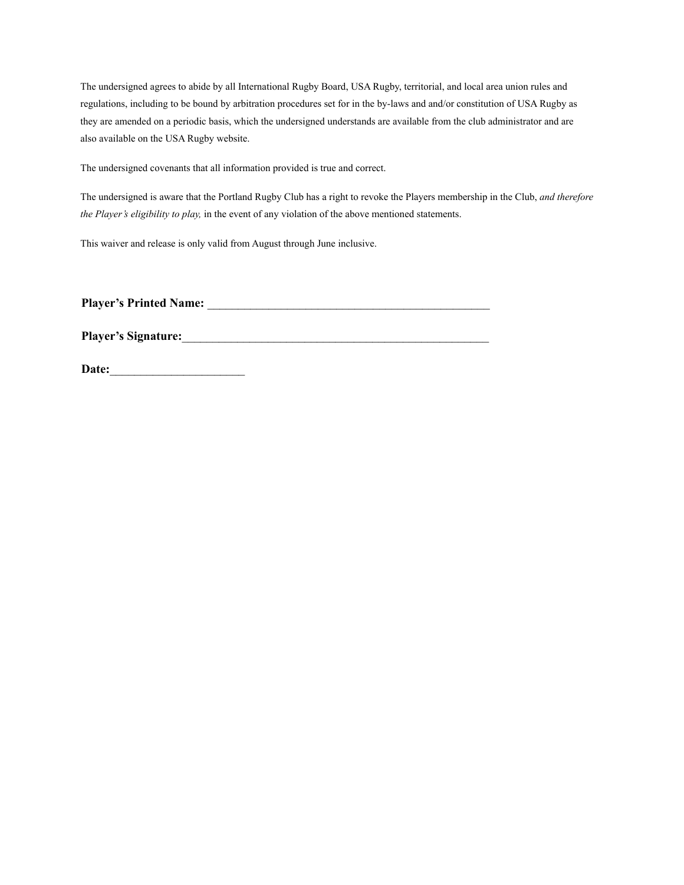The undersigned agrees to abide by all International Rugby Board, USA Rugby, territorial, and local area union rules and regulations, including to be bound by arbitration procedures set for in the by-laws and and/or constitution of USA Rugby as they are amended on a periodic basis, which the undersigned understands are available from the club administrator and are also available on the USA Rugby website.

The undersigned covenants that all information provided is true and correct.

The undersigned is aware that the Portland Rugby Club has a right to revoke the Players membership in the Club, *and therefore the Player's eligibility to play,* in the event of any violation of the above mentioned statements.

This waiver and release is only valid from August through June inclusive.

**Player's Printed Name:** ___________________________________________________

**Player's Signature:**________________________________________________________

**Date:**________________________